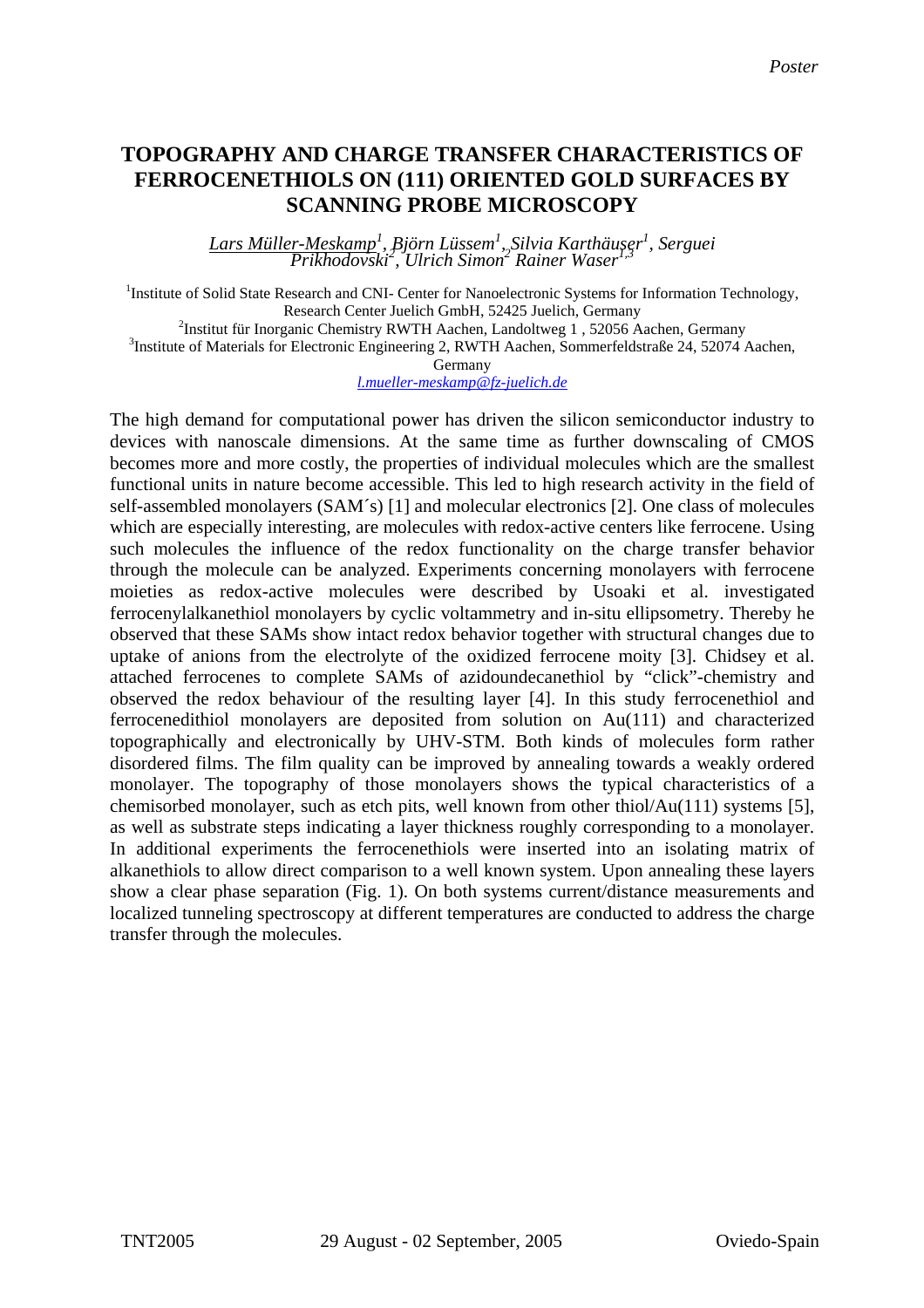# TOPOGRAPHY AND CHARGE TRANSFER CHARACTERISTICS OF FERROCENETHIOLS ON (111) ORIENTED GOLD SURFACES BY SCANNING PROBE MICROSCOPY

*Lars Müller-Meskamp[1], Björn Lüssem[1], Silvia Karthäuser[1], Serguei Prikhodovski[2], Ulrich Simon[2] Rainer Waser[1,3]*

[1]Institute of Solid State Research and CNI- Center for Nanoelectronic Systems for Information Technology, Research Center Juelich GmbH, 52425 Juelich, Germany
[2]Institut für Inorganic Chemistry RWTH Aachen, Landoltweg 1 , 52056 Aachen, Germany
[3]Institute of Materials for Electronic Engineering 2, RWTH Aachen, Sommerfeldstraße 24, 52074 Aachen, Germany
l.mueller-meskamp@fz-juelich.de

The high demand for computational power has driven the silicon semiconductor industry to devices with nanoscale dimensions. At the same time as further downscaling of CMOS becomes more and more costly, the properties of individual molecules which are the smallest functional units in nature become accessible. This led to high research activity in the field of self-assembled monolayers (SAM´s) [1] and molecular electronics [2]. One class of molecules which are especially interesting, are molecules with redox-active centers like ferrocene. Using such molecules the influence of the redox functionality on the charge transfer behavior through the molecule can be analyzed. Experiments concerning monolayers with ferrocene moieties as redox-active molecules were described by Usoaki et al. investigated ferrocenylalkanethiol monolayers by cyclic voltammetry and in-situ ellipsometry. Thereby he observed that these SAMs show intact redox behavior together with structural changes due to uptake of anions from the electrolyte of the oxidized ferrocene moity [3]. Chidsey et al. attached ferrocenes to complete SAMs of azidoundecanethiol by "click"-chemistry and observed the redox behaviour of the resulting layer [4]. In this study ferrocenethiol and ferrocenedithiol monolayers are deposited from solution on Au(111) and characterized topographically and electronically by UHV-STM. Both kinds of molecules form rather disordered films. The film quality can be improved by annealing towards a weakly ordered monolayer. The topography of those monolayers shows the typical characteristics of a chemisorbed monolayer, such as etch pits, well known from other thiol/Au(111) systems [5], as well as substrate steps indicating a layer thickness roughly corresponding to a monolayer. In additional experiments the ferrocenethiols were inserted into an isolating matrix of alkanethiols to allow direct comparison to a well known system. Upon annealing these layers show a clear phase separation (Fig. 1). On both systems current/distance measurements and localized tunneling spectroscopy at different temperatures are conducted to address the charge transfer through the molecules.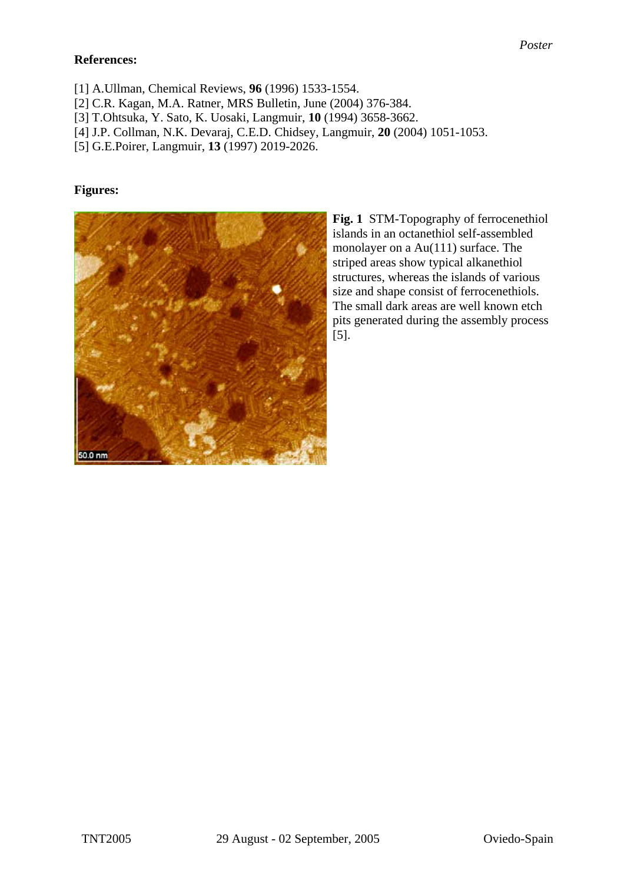**References:**

[1] A.Ullman, Chemical Reviews, **96** (1996) 1533-1554.
[2] C.R. Kagan, M.A. Ratner, MRS Bulletin, June (2004) 376-384.
[3] T.Ohtsuka, Y. Sato, K. Uosaki, Langmuir, **10** (1994) 3658-3662.
[4] J.P. Collman, N.K. Devaraj, C.E.D. Chidsey, Langmuir, **20** (2004) 1051-1053.
[5] G.E.Poirer, Langmuir, **13** (1997) 2019-2026.

**Figures:**

50.0 nm

**Fig. 1** STM-Topography of ferrocenethiol islands in an octanethiol self-assembled monolayer on a Au(111) surface. The striped areas show typical alkanethiol structures, whereas the islands of various size and shape consist of ferrocenethiols. The small dark areas are well known etch pits generated during the assembly process [5].